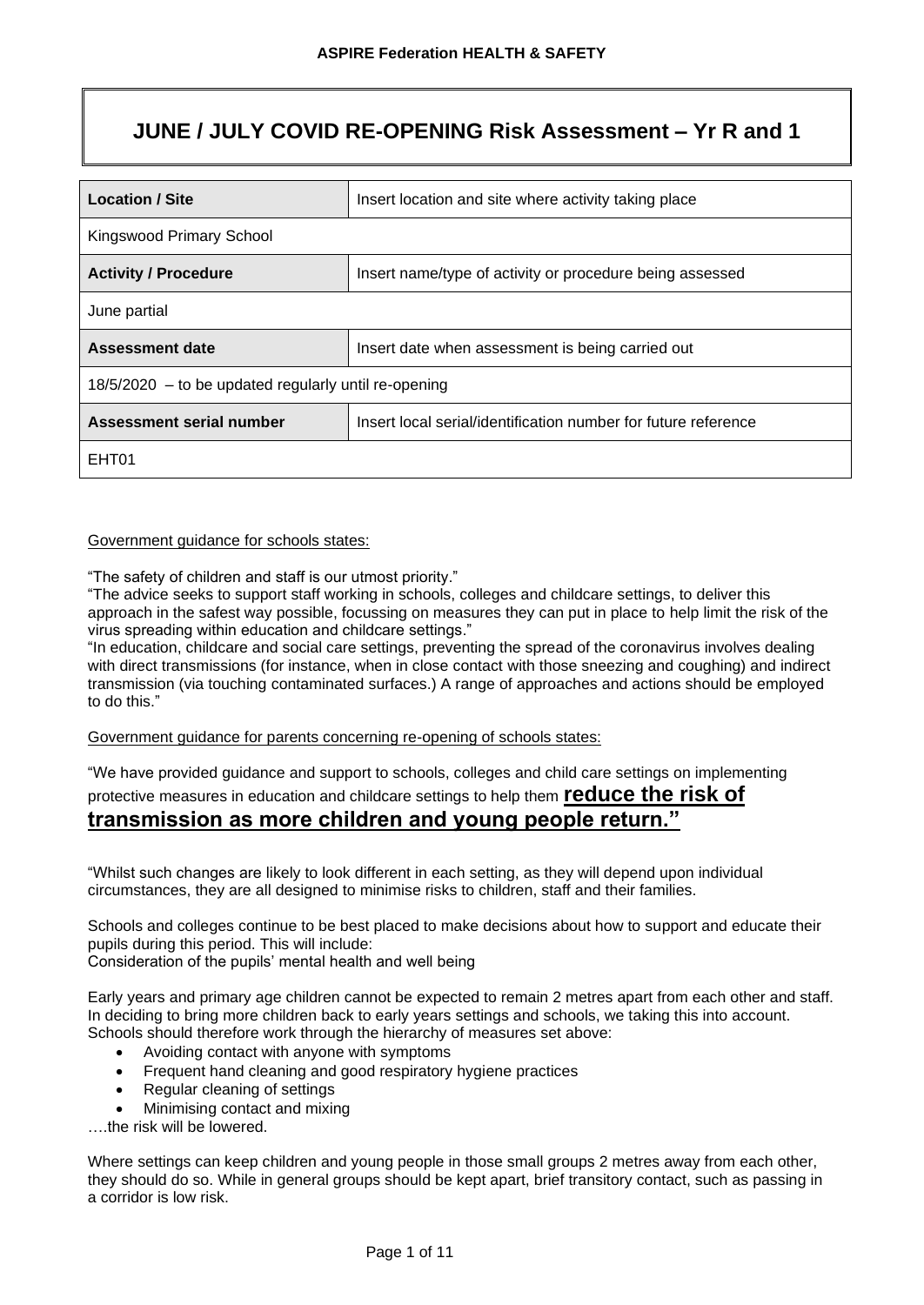# JUNE / JULY COVID RE-OPENING Risk Assessment – Yr R and 1

| **Location / Site** | Insert location and site where activity taking place |
|---|---|
| Kingswood Primary School | |
| **Activity / Procedure** | Insert name/type of activity or procedure being assessed |
| June partial | |
| **Assessment date** | Insert date when assessment is being carried out |
| 18/5/2020 – to be updated regularly until re-opening | |
| **Assessment serial number** | Insert local serial/identification number for future reference |
| EHT01 | |

Government guidance for schools states:

"The safety of children and staff is our utmost priority."
"The advice seeks to support staff working in schools, colleges and childcare settings, to deliver this approach in the safest way possible, focussing on measures they can put in place to help limit the risk of the virus spreading within education and childcare settings."
"In education, childcare and social care settings, preventing the spread of the coronavirus involves dealing with direct transmissions (for instance, when in close contact with those sneezing and coughing) and indirect transmission (via touching contaminated surfaces.) A range of approaches and actions should be employed to do this."

Government guidance for parents concerning re-opening of schools states:

"We have provided guidance and support to schools, colleges and child care settings on implementing protective measures in education and childcare settings to help them **reduce the risk of transmission as more children and young people return."**

"Whilst such changes are likely to look different in each setting, as they will depend upon individual circumstances, they are all designed to minimise risks to children, staff and their families.

Schools and colleges continue to be best placed to make decisions about how to support and educate their pupils during this period. This will include:
Consideration of the pupils' mental health and well being

Early years and primary age children cannot be expected to remain 2 metres apart from each other and staff. In deciding to bring more children back to early years settings and schools, we taking this into account. Schools should therefore work through the hierarchy of measures set above:

- Avoiding contact with anyone with symptoms
- Frequent hand cleaning and good respiratory hygiene practices
- Regular cleaning of settings
- Minimising contact and mixing

….the risk will be lowered.

Where settings can keep children and young people in those small groups 2 metres away from each other, they should do so. While in general groups should be kept apart, brief transitory contact, such as passing in a corridor is low risk.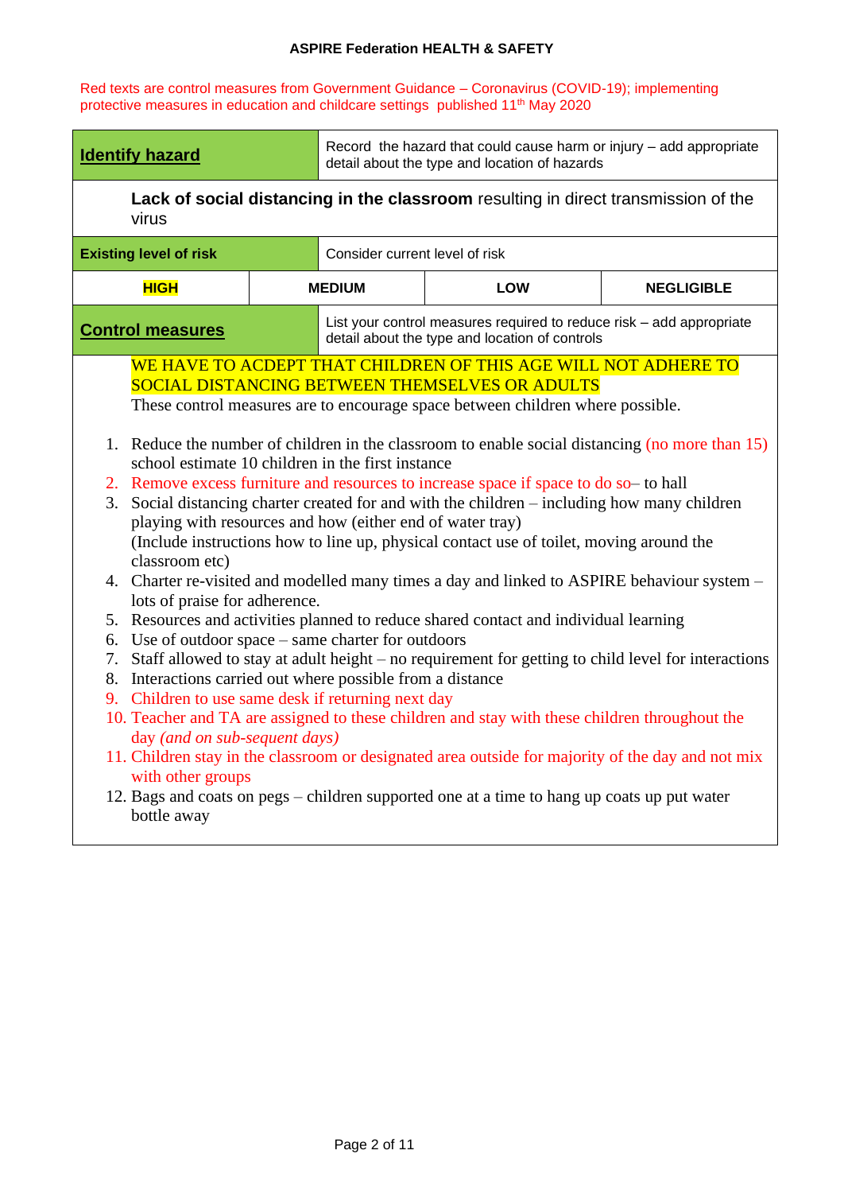**ASPIRE Federation HEALTH & SAFETY**

Red texts are control measures from Government Guidance – Coronavirus (COVID-19); implementing protective measures in education and childcare settings published 11th May 2020

| **Identify hazard** | Record the hazard that could cause harm or injury – add appropriate detail about the type and location of hazards | | |
|---|---|---|---|
| **Lack of social distancing in the classroom** resulting in direct transmission of the virus | | | |
| **Existing level of risk** | Consider current level of risk | | |
| **HIGH** | **MEDIUM** | **LOW** | **NEGLIGIBLE** |
| **Control measures** | List your control measures required to reduce risk – add appropriate detail about the type and location of controls | | |

WE HAVE TO ACDEPT THAT CHILDREN OF THIS AGE WILL NOT ADHERE TO SOCIAL DISTANCING BETWEEN THEMSELVES OR ADULTS

These control measures are to encourage space between children where possible.

1. Reduce the number of children in the classroom to enable social distancing (no more than 15) school estimate 10 children in the first instance
2. Remove excess furniture and resources to increase space if space to do so– to hall
3. Social distancing charter created for and with the children – including how many children playing with resources and how (either end of water tray)
   (Include instructions how to line up, physical contact use of toilet, moving around the classroom etc)
4. Charter re-visited and modelled many times a day and linked to ASPIRE behaviour system – lots of praise for adherence.
5. Resources and activities planned to reduce shared contact and individual learning
6. Use of outdoor space – same charter for outdoors
7. Staff allowed to stay at adult height – no requirement for getting to child level for interactions
8. Interactions carried out where possible from a distance
9. Children to use same desk if returning next day
10. Teacher and TA are assigned to these children and stay with these children throughout the day *(and on sub-sequent days)*
11. Children stay in the classroom or designated area outside for majority of the day and not mix with other groups
12. Bags and coats on pegs – children supported one at a time to hang up coats up put water bottle away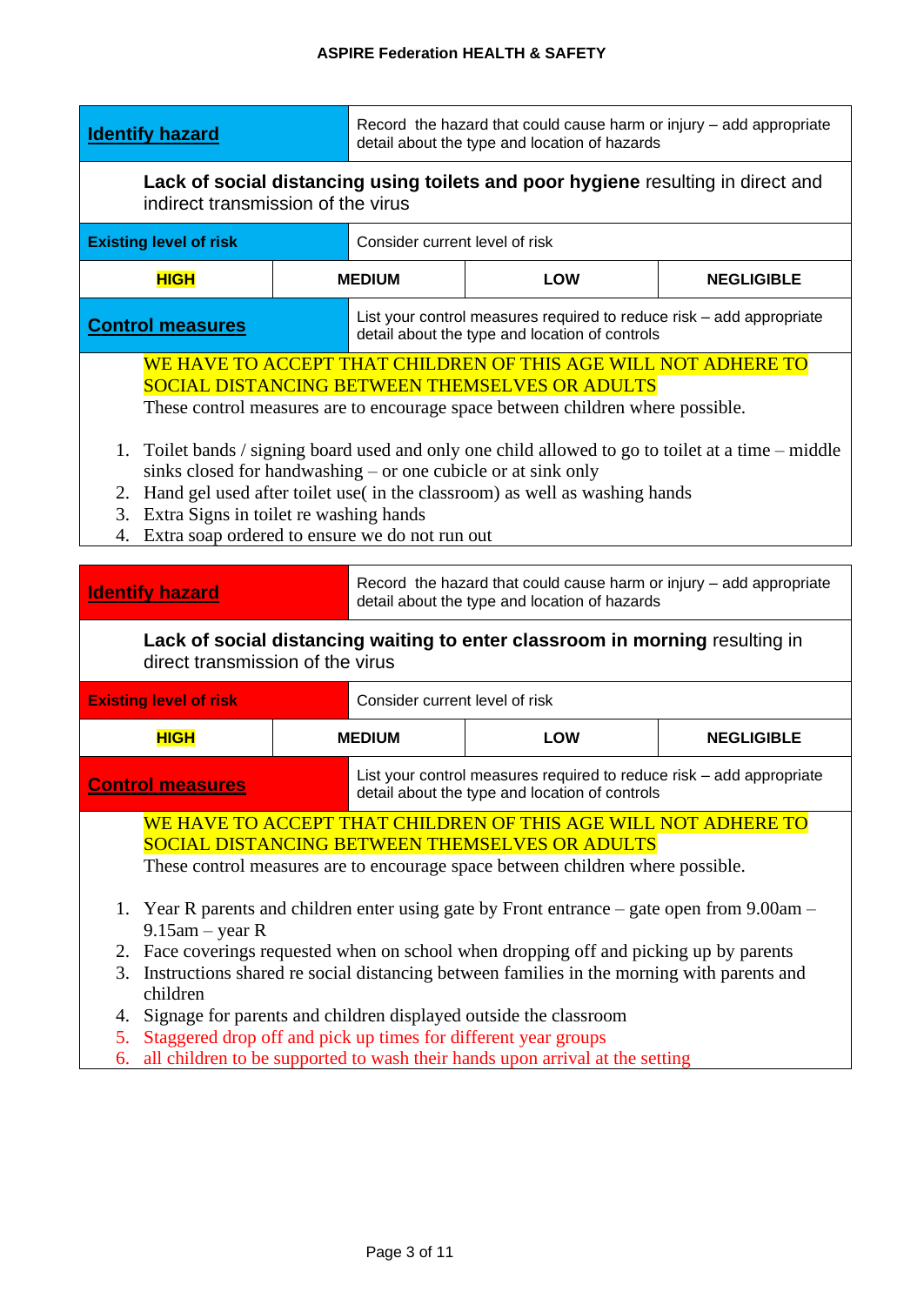| **Identify hazard** | Record the hazard that could cause harm or injury – add appropriate detail about the type and location of hazards | | |
|---|---|---|---|
| **Lack of social distancing using toilets and poor hygiene** resulting in direct and indirect transmission of the virus | | | |
| **Existing level of risk** | Consider current level of risk | | |
| **HIGH** | **MEDIUM** | **LOW** | **NEGLIGIBLE** |
| **Control measures** | List your control measures required to reduce risk – add appropriate detail about the type and location of controls | | |

WE HAVE TO ACCEPT THAT CHILDREN OF THIS AGE WILL NOT ADHERE TO SOCIAL DISTANCING BETWEEN THEMSELVES OR ADULTS

These control measures are to encourage space between children where possible.

1. Toilet bands / signing board used and only one child allowed to go to toilet at a time – middle sinks closed for handwashing – or one cubicle or at sink only
2. Hand gel used after toilet use( in the classroom) as well as washing hands
3. Extra Signs in toilet re washing hands
4. Extra soap ordered to ensure we do not run out

| **Identify hazard** | Record the hazard that could cause harm or injury – add appropriate detail about the type and location of hazards | | |
|---|---|---|---|
| **Lack of social distancing waiting to enter classroom in morning** resulting in direct transmission of the virus | | | |
| **Existing level of risk** | Consider current level of risk | | |
| **HIGH** | **MEDIUM** | **LOW** | **NEGLIGIBLE** |
| **Control measures** | List your control measures required to reduce risk – add appropriate detail about the type and location of controls | | |

WE HAVE TO ACCEPT THAT CHILDREN OF THIS AGE WILL NOT ADHERE TO SOCIAL DISTANCING BETWEEN THEMSELVES OR ADULTS

These control measures are to encourage space between children where possible.

1. Year R parents and children enter using gate by Front entrance – gate open from 9.00am – 9.15am – year R
2. Face coverings requested when on school when dropping off and picking up by parents
3. Instructions shared re social distancing between families in the morning with parents and children
4. Signage for parents and children displayed outside the classroom
5. Staggered drop off and pick up times for different year groups
6. all children to be supported to wash their hands upon arrival at the setting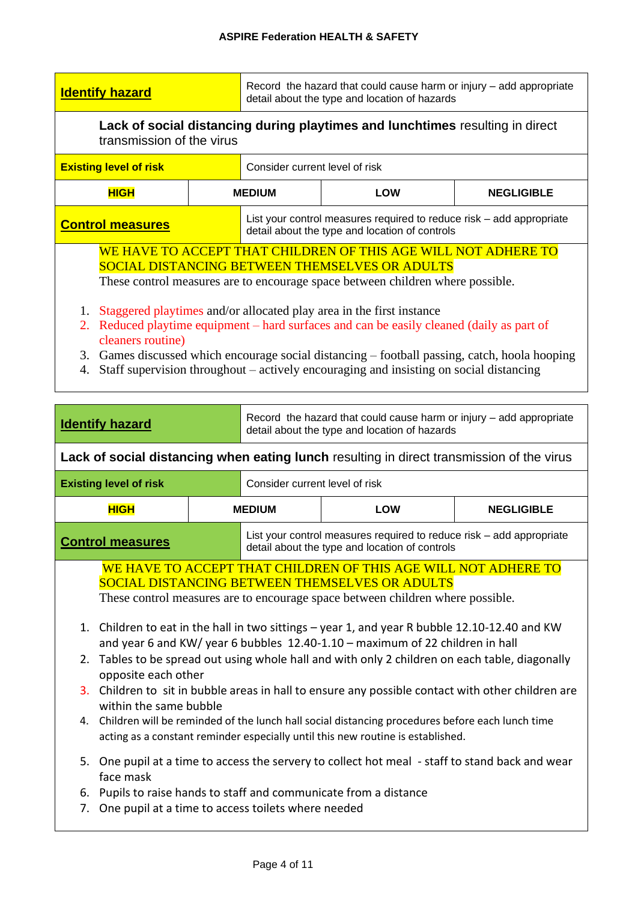| **Identify hazard** | Record the hazard that could cause harm or injury – add appropriate detail about the type and location of hazards | | |
|---|---|---|---|
| **Lack of social distancing during playtimes and lunchtimes** resulting in direct transmission of the virus | | | |
| **Existing level of risk** | Consider current level of risk | | |
| **HIGH** | **MEDIUM** | **LOW** | **NEGLIGIBLE** |
| **Control measures** | List your control measures required to reduce risk – add appropriate detail about the type and location of controls | | |

WE HAVE TO ACCEPT THAT CHILDREN OF THIS AGE WILL NOT ADHERE TO SOCIAL DISTANCING BETWEEN THEMSELVES OR ADULTS

These control measures are to encourage space between children where possible.

1. Staggered playtimes and/or allocated play area in the first instance
2. Reduced playtime equipment – hard surfaces and can be easily cleaned (daily as part of cleaners routine)
3. Games discussed which encourage social distancing – football passing, catch, hoola hooping
4. Staff supervision throughout – actively encouraging and insisting on social distancing

| **Identify hazard** | Record the hazard that could cause harm or injury – add appropriate detail about the type and location of hazards | | |
|---|---|---|---|
| **Lack of social distancing when eating lunch** resulting in direct transmission of the virus | | | |
| **Existing level of risk** | Consider current level of risk | | |
| **HIGH** | **MEDIUM** | **LOW** | **NEGLIGIBLE** |
| **Control measures** | List your control measures required to reduce risk – add appropriate detail about the type and location of controls | | |

WE HAVE TO ACCEPT THAT CHILDREN OF THIS AGE WILL NOT ADHERE TO SOCIAL DISTANCING BETWEEN THEMSELVES OR ADULTS

These control measures are to encourage space between children where possible.

1. Children to eat in the hall in two sittings – year 1, and year R bubble 12.10-12.40 and KW and year 6 and KW/ year 6 bubbles 12.40-1.10 – maximum of 22 children in hall
2. Tables to be spread out using whole hall and with only 2 children on each table, diagonally opposite each other
3. Children to sit in bubble areas in hall to ensure any possible contact with other children are within the same bubble
4. Children will be reminded of the lunch hall social distancing procedures before each lunch time acting as a constant reminder especially until this new routine is established.
5. One pupil at a time to access the servery to collect hot meal - staff to stand back and wear face mask
6. Pupils to raise hands to staff and communicate from a distance
7. One pupil at a time to access toilets where needed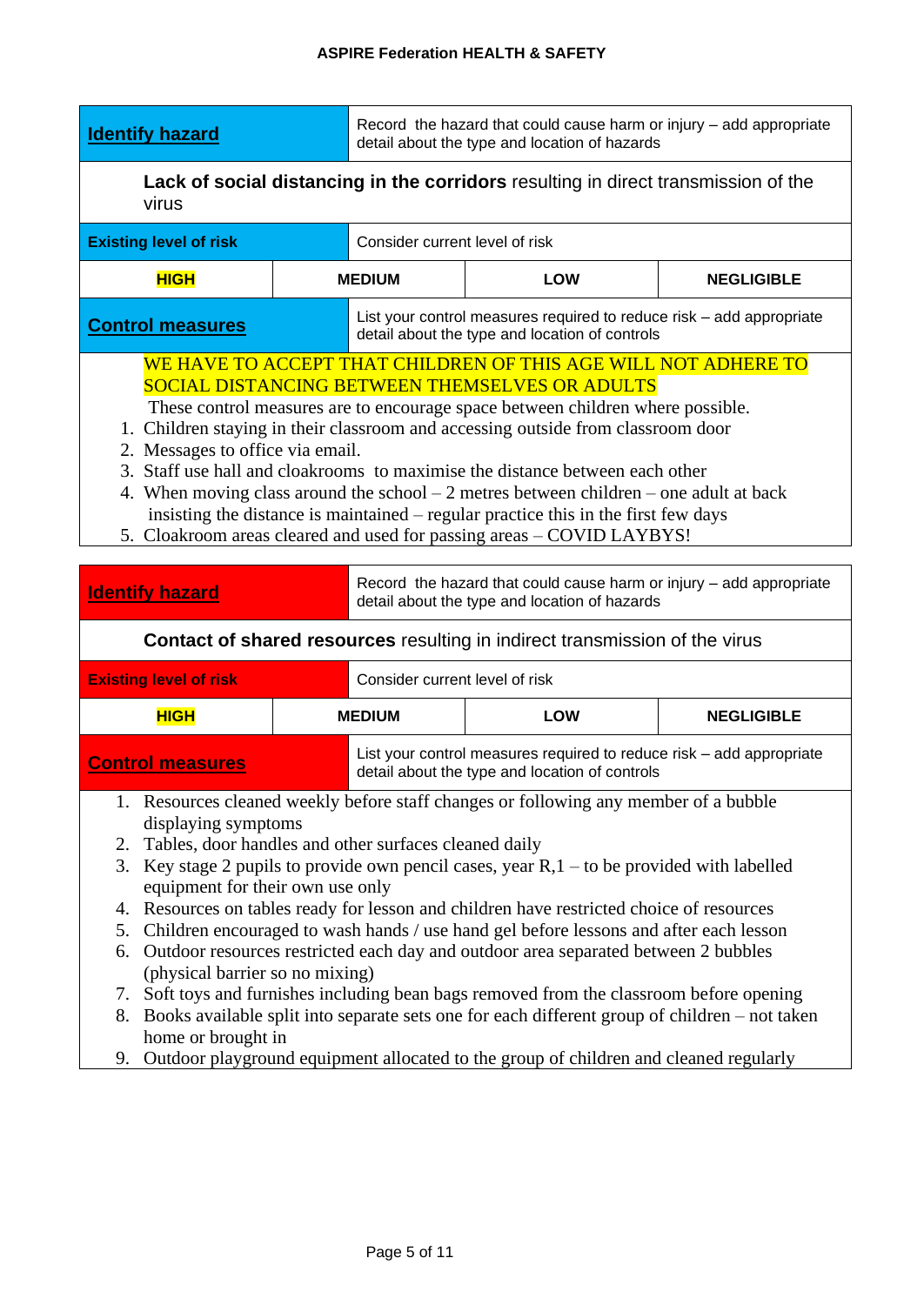| **Identify hazard** | Record the hazard that could cause harm or injury – add appropriate detail about the type and location of hazards | | |
|---|---|---|---|
| **Lack of social distancing in the corridors** resulting in direct transmission of the virus | | | |
| **Existing level of risk** | Consider current level of risk | | |
| **HIGH** | **MEDIUM** | **LOW** | **NEGLIGIBLE** |
| **Control measures** | List your control measures required to reduce risk – add appropriate detail about the type and location of controls | | |

WE HAVE TO ACCEPT THAT CHILDREN OF THIS AGE WILL NOT ADHERE TO SOCIAL DISTANCING BETWEEN THEMSELVES OR ADULTS

These control measures are to encourage space between children where possible.

1. Children staying in their classroom and accessing outside from classroom door
2. Messages to office via email.
3. Staff use hall and cloakrooms to maximise the distance between each other
4. When moving class around the school – 2 metres between children – one adult at back insisting the distance is maintained – regular practice this in the first few days
5. Cloakroom areas cleared and used for passing areas – COVID LAYBYS!

| **Identify hazard** | Record the hazard that could cause harm or injury – add appropriate detail about the type and location of hazards | | |
|---|---|---|---|
| **Contact of shared resources** resulting in indirect transmission of the virus | | | |
| **Existing level of risk** | Consider current level of risk | | |
| **HIGH** | **MEDIUM** | **LOW** | **NEGLIGIBLE** |
| **Control measures** | List your control measures required to reduce risk – add appropriate detail about the type and location of controls | | |

1. Resources cleaned weekly before staff changes or following any member of a bubble displaying symptoms
2. Tables, door handles and other surfaces cleaned daily
3. Key stage 2 pupils to provide own pencil cases, year R,1 – to be provided with labelled equipment for their own use only
4. Resources on tables ready for lesson and children have restricted choice of resources
5. Children encouraged to wash hands / use hand gel before lessons and after each lesson
6. Outdoor resources restricted each day and outdoor area separated between 2 bubbles (physical barrier so no mixing)
7. Soft toys and furnishes including bean bags removed from the classroom before opening
8. Books available split into separate sets one for each different group of children – not taken home or brought in
9. Outdoor playground equipment allocated to the group of children and cleaned regularly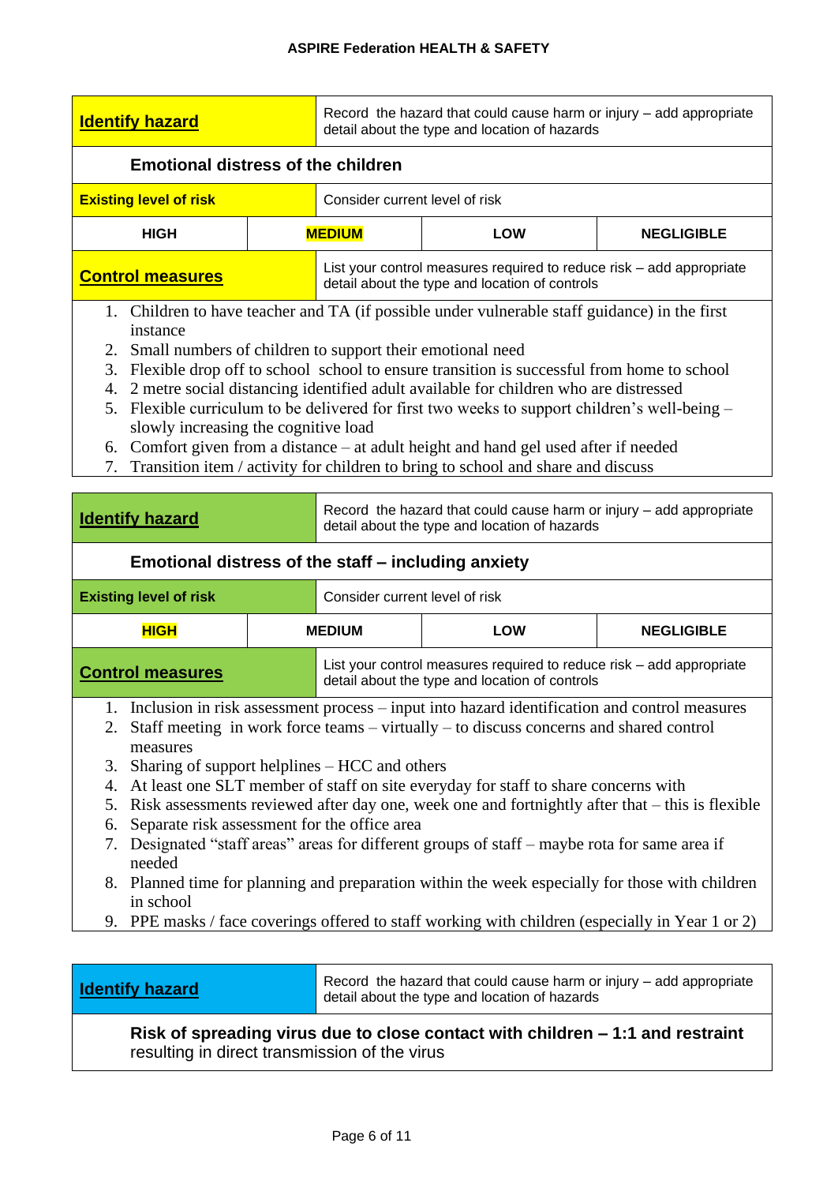| **Identify hazard** | Record the hazard that could cause harm or injury – add appropriate detail about the type and location of hazards | | |
|---|---|---|---|
| **Emotional distress of the children** | | | |
| **Existing level of risk** | Consider current level of risk | | |
| HIGH | **MEDIUM** | LOW | NEGLIGIBLE |
| **Control measures** | List your control measures required to reduce risk – add appropriate detail about the type and location of controls | | |

1. Children to have teacher and TA (if possible under vulnerable staff guidance) in the first instance
2. Small numbers of children to support their emotional need
3. Flexible drop off to school school to ensure transition is successful from home to school
4. 2 metre social distancing identified adult available for children who are distressed
5. Flexible curriculum to be delivered for first two weeks to support children's well-being – slowly increasing the cognitive load
6. Comfort given from a distance – at adult height and hand gel used after if needed
7. Transition item / activity for children to bring to school and share and discuss

| **Identify hazard** | Record the hazard that could cause harm or injury – add appropriate detail about the type and location of hazards | | |
|---|---|---|---|
| **Emotional distress of the staff – including anxiety** | | | |
| **Existing level of risk** | Consider current level of risk | | |
| **HIGH** | MEDIUM | LOW | NEGLIGIBLE |
| **Control measures** | List your control measures required to reduce risk – add appropriate detail about the type and location of controls | | |

1. Inclusion in risk assessment process – input into hazard identification and control measures
2. Staff meeting in work force teams – virtually – to discuss concerns and shared control measures
3. Sharing of support helplines – HCC and others
4. At least one SLT member of staff on site everyday for staff to share concerns with
5. Risk assessments reviewed after day one, week one and fortnightly after that – this is flexible
6. Separate risk assessment for the office area
7. Designated "staff areas" areas for different groups of staff – maybe rota for same area if needed
8. Planned time for planning and preparation within the week especially for those with children in school
9. PPE masks / face coverings offered to staff working with children (especially in Year 1 or 2)

| **Identify hazard** | Record the hazard that could cause harm or injury – add appropriate detail about the type and location of hazards |
|---|---|
| **Risk of spreading virus due to close contact with children – 1:1 and restraint** resulting in direct transmission of the virus | |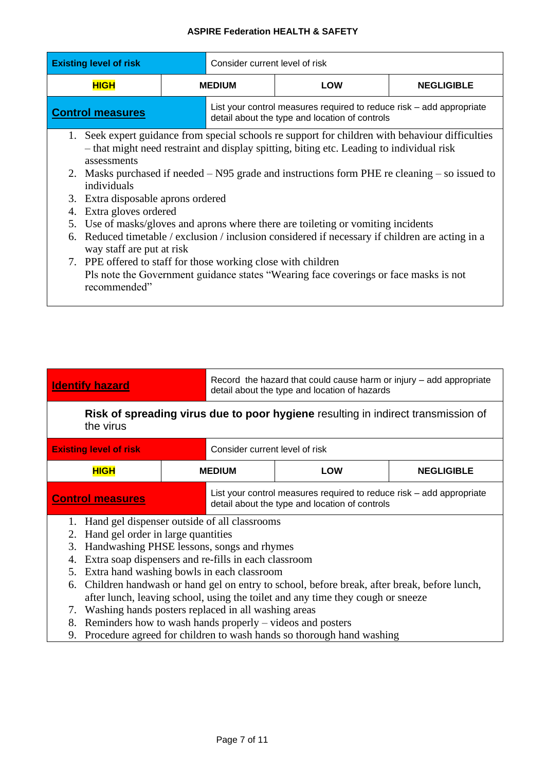| **Existing level of risk** | Consider current level of risk | | |
|---|---|---|---|
| **HIGH** | **MEDIUM** | **LOW** | **NEGLIGIBLE** |
| **Control measures** | List your control measures required to reduce risk – add appropriate detail about the type and location of controls | | |

1. Seek expert guidance from special schools re support for children with behaviour difficulties – that might need restraint and display spitting, biting etc. Leading to individual risk assessments
2. Masks purchased if needed – N95 grade and instructions form PHE re cleaning – so issued to individuals
3. Extra disposable aprons ordered
4. Extra gloves ordered
5. Use of masks/gloves and aprons where there are toileting or vomiting incidents
6. Reduced timetable / exclusion / inclusion considered if necessary if children are acting in a way staff are put at risk
7. PPE offered to staff for those working close with children
   Pls note the Government guidance states "Wearing face coverings or face masks is not recommended"

| **Identify hazard** | Record the hazard that could cause harm or injury – add appropriate detail about the type and location of hazards | | |
|---|---|---|---|
| **Risk of spreading virus due to poor hygiene** resulting in indirect transmission of the virus | | | |
| **Existing level of risk** | Consider current level of risk | | |
| **HIGH** | **MEDIUM** | **LOW** | **NEGLIGIBLE** |
| **Control measures** | List your control measures required to reduce risk – add appropriate detail about the type and location of controls | | |

1. Hand gel dispenser outside of all classrooms
2. Hand gel order in large quantities
3. Handwashing PHSE lessons, songs and rhymes
4. Extra soap dispensers and re-fills in each classroom
5. Extra hand washing bowls in each classroom
6. Children handwash or hand gel on entry to school, before break, after break, before lunch, after lunch, leaving school, using the toilet and any time they cough or sneeze
7. Washing hands posters replaced in all washing areas
8. Reminders how to wash hands properly – videos and posters
9. Procedure agreed for children to wash hands so thorough hand washing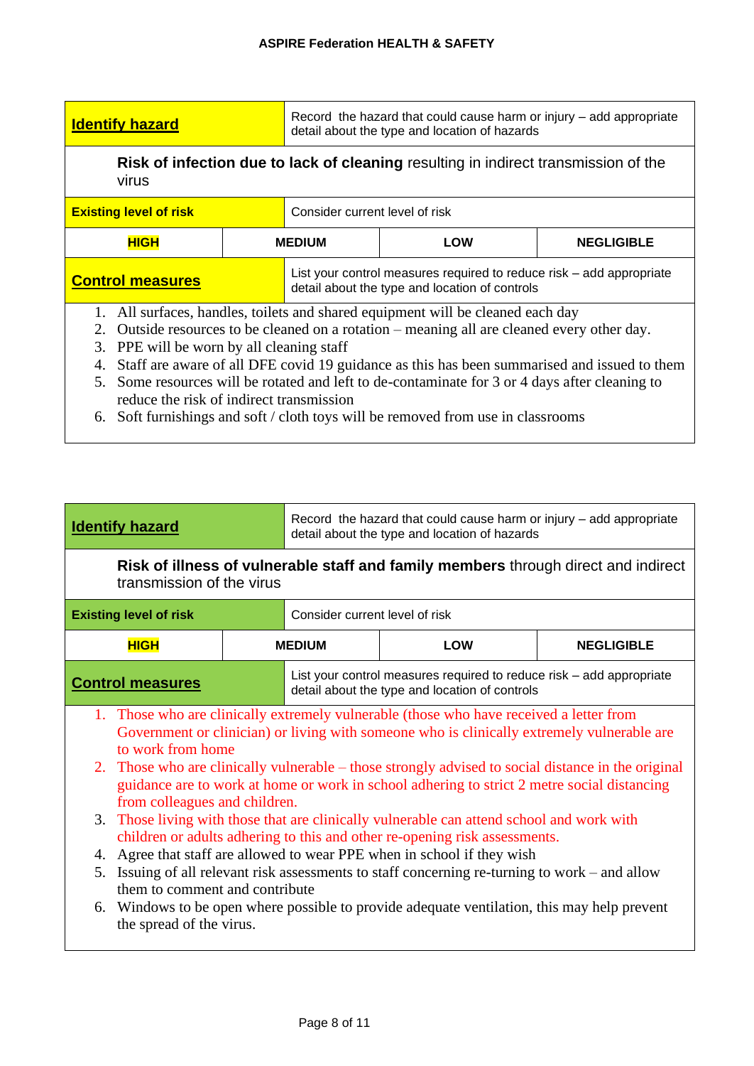| **Identify hazard** | Record the hazard that could cause harm or injury – add appropriate detail about the type and location of hazards | | |
|---|---|---|---|
| **Risk of infection due to lack of cleaning** resulting in indirect transmission of the virus | | | |
| **Existing level of risk** | Consider current level of risk | | |
| **HIGH** | **MEDIUM** | **LOW** | **NEGLIGIBLE** |
| **Control measures** | List your control measures required to reduce risk – add appropriate detail about the type and location of controls | | |

1. All surfaces, handles, toilets and shared equipment will be cleaned each day
2. Outside resources to be cleaned on a rotation – meaning all are cleaned every other day.
3. PPE will be worn by all cleaning staff
4. Staff are aware of all DFE covid 19 guidance as this has been summarised and issued to them
5. Some resources will be rotated and left to de-contaminate for 3 or 4 days after cleaning to reduce the risk of indirect transmission
6. Soft furnishings and soft / cloth toys will be removed from use in classrooms

| **Identify hazard** | Record the hazard that could cause harm or injury – add appropriate detail about the type and location of hazards | | |
|---|---|---|---|
| **Risk of illness of vulnerable staff and family members** through direct and indirect transmission of the virus | | | |
| **Existing level of risk** | Consider current level of risk | | |
| **HIGH** | **MEDIUM** | **LOW** | **NEGLIGIBLE** |
| **Control measures** | List your control measures required to reduce risk – add appropriate detail about the type and location of controls | | |

1. Those who are clinically extremely vulnerable (those who have received a letter from Government or clinician) or living with someone who is clinically extremely vulnerable are to work from home
2. Those who are clinically vulnerable – those strongly advised to social distance in the original guidance are to work at home or work in school adhering to strict 2 metre social distancing from colleagues and children.
3. Those living with those that are clinically vulnerable can attend school and work with children or adults adhering to this and other re-opening risk assessments.
4. Agree that staff are allowed to wear PPE when in school if they wish
5. Issuing of all relevant risk assessments to staff concerning re-turning to work – and allow them to comment and contribute
6. Windows to be open where possible to provide adequate ventilation, this may help prevent the spread of the virus.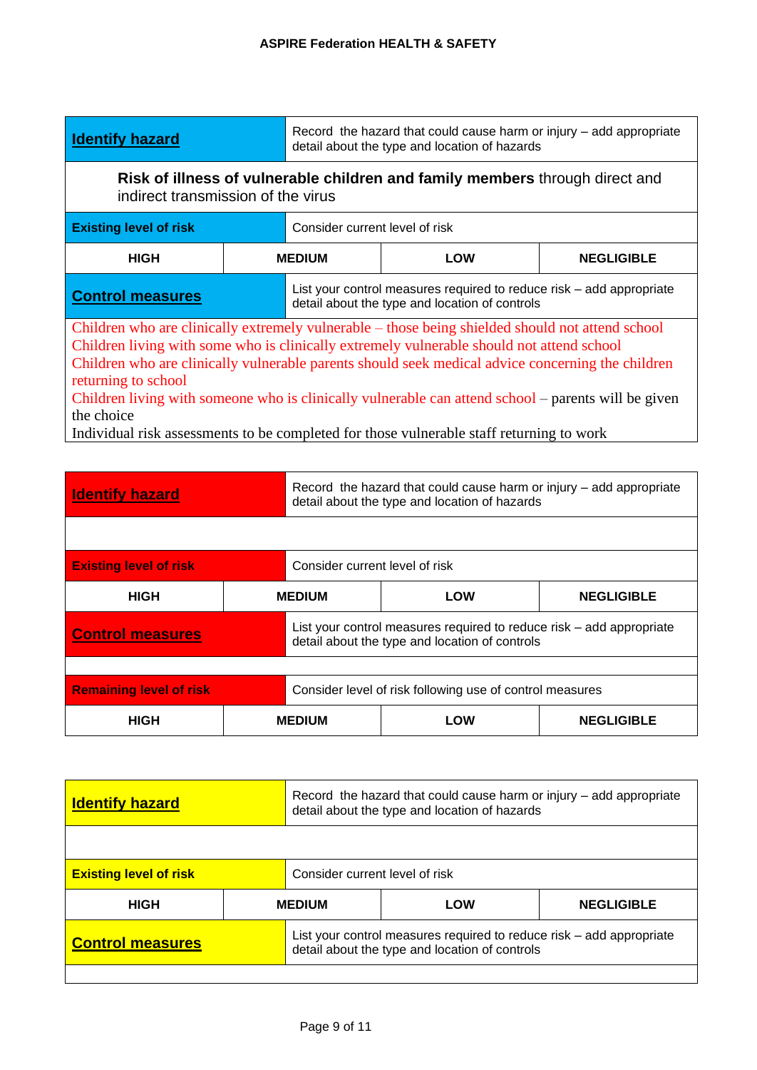| **Identify hazard** | Record the hazard that could cause harm or injury – add appropriate detail about the type and location of hazards | | |
|---|---|---|---|
| **Risk of illness of vulnerable children and family members** through direct and indirect transmission of the virus | | | |
| **Existing level of risk** | Consider current level of risk | | |
| **HIGH** | **MEDIUM** | **LOW** | **NEGLIGIBLE** |
| **Control measures** | List your control measures required to reduce risk – add appropriate detail about the type and location of controls | | |
| Children who are clinically extremely vulnerable – those being shielded should not attend school<br>Children living with some who is clinically extremely vulnerable should not attend school<br>Children who are clinically vulnerable parents should seek medical advice concerning the children returning to school<br>Children living with someone who is clinically vulnerable can attend school – parents will be given the choice<br>Individual risk assessments to be completed for those vulnerable staff returning to work | | | |

| **Identify hazard** | Record the hazard that could cause harm or injury – add appropriate detail about the type and location of hazards | | |
|---|---|---|---|
| | | | |
| **Existing level of risk** | Consider current level of risk | | |
| **HIGH** | **MEDIUM** | **LOW** | **NEGLIGIBLE** |
| **Control measures** | List your control measures required to reduce risk – add appropriate detail about the type and location of controls | | |
| | | | |
| **Remaining level of risk** | Consider level of risk following use of control measures | | |
| **HIGH** | **MEDIUM** | **LOW** | **NEGLIGIBLE** |

| **Identify hazard** | Record the hazard that could cause harm or injury – add appropriate detail about the type and location of hazards | | |
|---|---|---|---|
| | | | |
| **Existing level of risk** | Consider current level of risk | | |
| **HIGH** | **MEDIUM** | **LOW** | **NEGLIGIBLE** |
| **Control measures** | List your control measures required to reduce risk – add appropriate detail about the type and location of controls | | |
| | | | |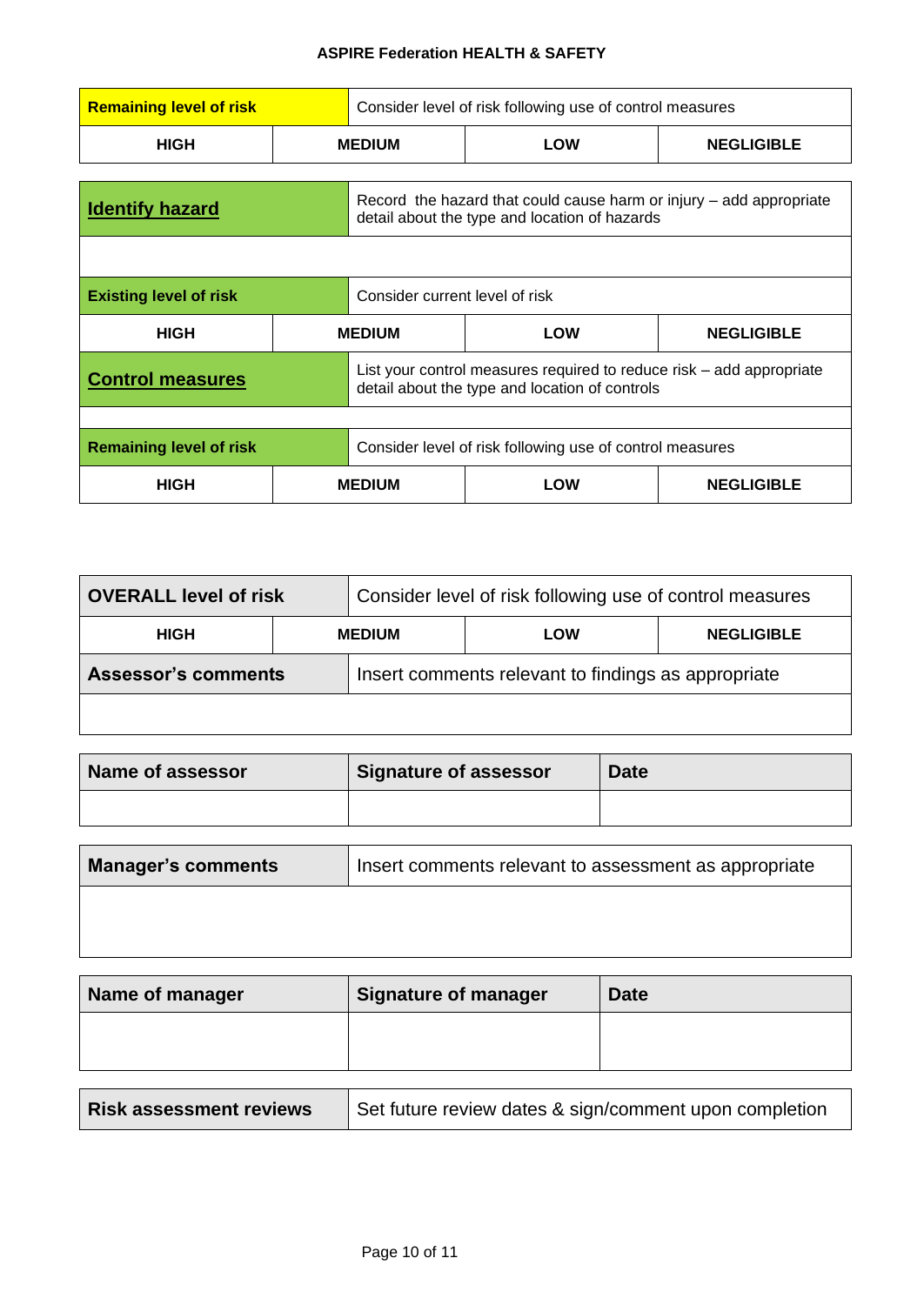| Remaining level of risk | Consider level of risk following use of control measures | | |
|---|---|---|---|
| HIGH | MEDIUM | LOW | NEGLIGIBLE |

| **Identify hazard** | Record the hazard that could cause harm or injury – add appropriate detail about the type and location of hazards | | |
|---|---|---|---|
| | | | |
| **Existing level of risk** | Consider current level of risk | | |
| HIGH | MEDIUM | LOW | NEGLIGIBLE |
| **Control measures** | List your control measures required to reduce risk – add appropriate detail about the type and location of controls | | |
| | | | |
| **Remaining level of risk** | Consider level of risk following use of control measures | | |
| HIGH | MEDIUM | LOW | NEGLIGIBLE |

| **OVERALL level of risk** | Consider level of risk following use of control measures | | |
|---|---|---|---|
| HIGH | MEDIUM | LOW | NEGLIGIBLE |
| **Assessor's comments** | Insert comments relevant to findings as appropriate | | |
| | | | |

| Name of assessor | Signature of assessor | Date |
|---|---|---|
| | | |

| Manager's comments | Insert comments relevant to assessment as appropriate |
|---|---|
| | |

| Name of manager | Signature of manager | Date |
|---|---|---|
| | | |

| Risk assessment reviews | Set future review dates & sign/comment upon completion |
|---|---|